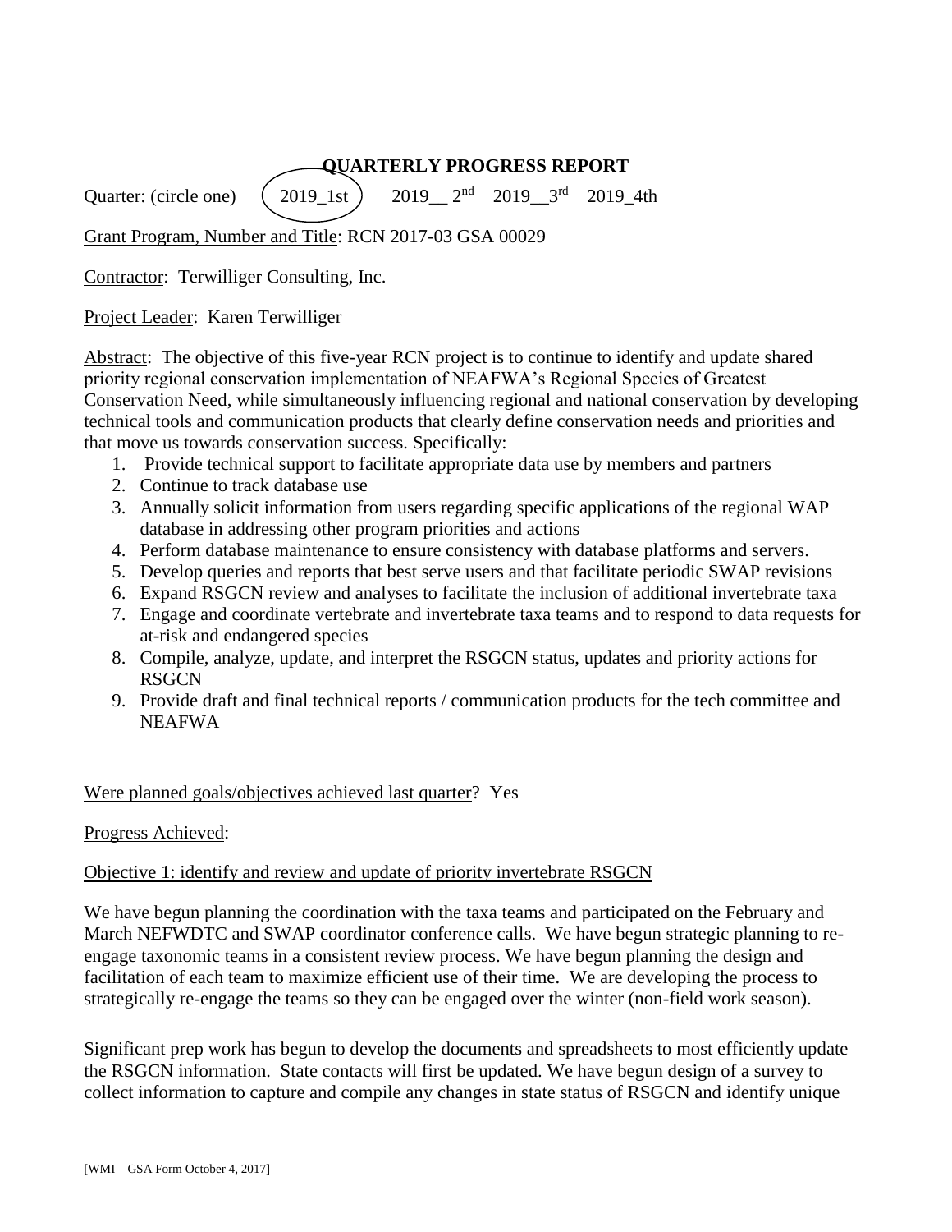# QUARTERLY PROGRESS REPORT

Quarter: (circle one) **(2019_1st)** 2019__ 2nd 2019__3rd 2019_4th

Grant Program, Number and Title: RCN 2017-03 GSA 00029

Contractor: Terwilliger Consulting, Inc.

Project Leader: Karen Terwilliger

Abstract: The objective of this five-year RCN project is to continue to identify and update shared priority regional conservation implementation of NEAFWA's Regional Species of Greatest Conservation Need, while simultaneously influencing regional and national conservation by developing technical tools and communication products that clearly define conservation needs and priorities and that move us towards conservation success. Specifically:

1. Provide technical support to facilitate appropriate data use by members and partners
2. Continue to track database use
3. Annually solicit information from users regarding specific applications of the regional WAP database in addressing other program priorities and actions
4. Perform database maintenance to ensure consistency with database platforms and servers.
5. Develop queries and reports that best serve users and that facilitate periodic SWAP revisions
6. Expand RSGCN review and analyses to facilitate the inclusion of additional invertebrate taxa
7. Engage and coordinate vertebrate and invertebrate taxa teams and to respond to data requests for at-risk and endangered species
8. Compile, analyze, update, and interpret the RSGCN status, updates and priority actions for RSGCN
9. Provide draft and final technical reports / communication products for the tech committee and NEAFWA

Were planned goals/objectives achieved last quarter? Yes

Progress Achieved:

Objective 1: identify and review and update of priority invertebrate RSGCN

We have begun planning the coordination with the taxa teams and participated on the February and March NEFWDTC and SWAP coordinator conference calls. We have begun strategic planning to re-engage taxonomic teams in a consistent review process. We have begun planning the design and facilitation of each team to maximize efficient use of their time. We are developing the process to strategically re-engage the teams so they can be engaged over the winter (non-field work season).

Significant prep work has begun to develop the documents and spreadsheets to most efficiently update the RSGCN information. State contacts will first be updated. We have begun design of a survey to collect information to capture and compile any changes in state status of RSGCN and identify unique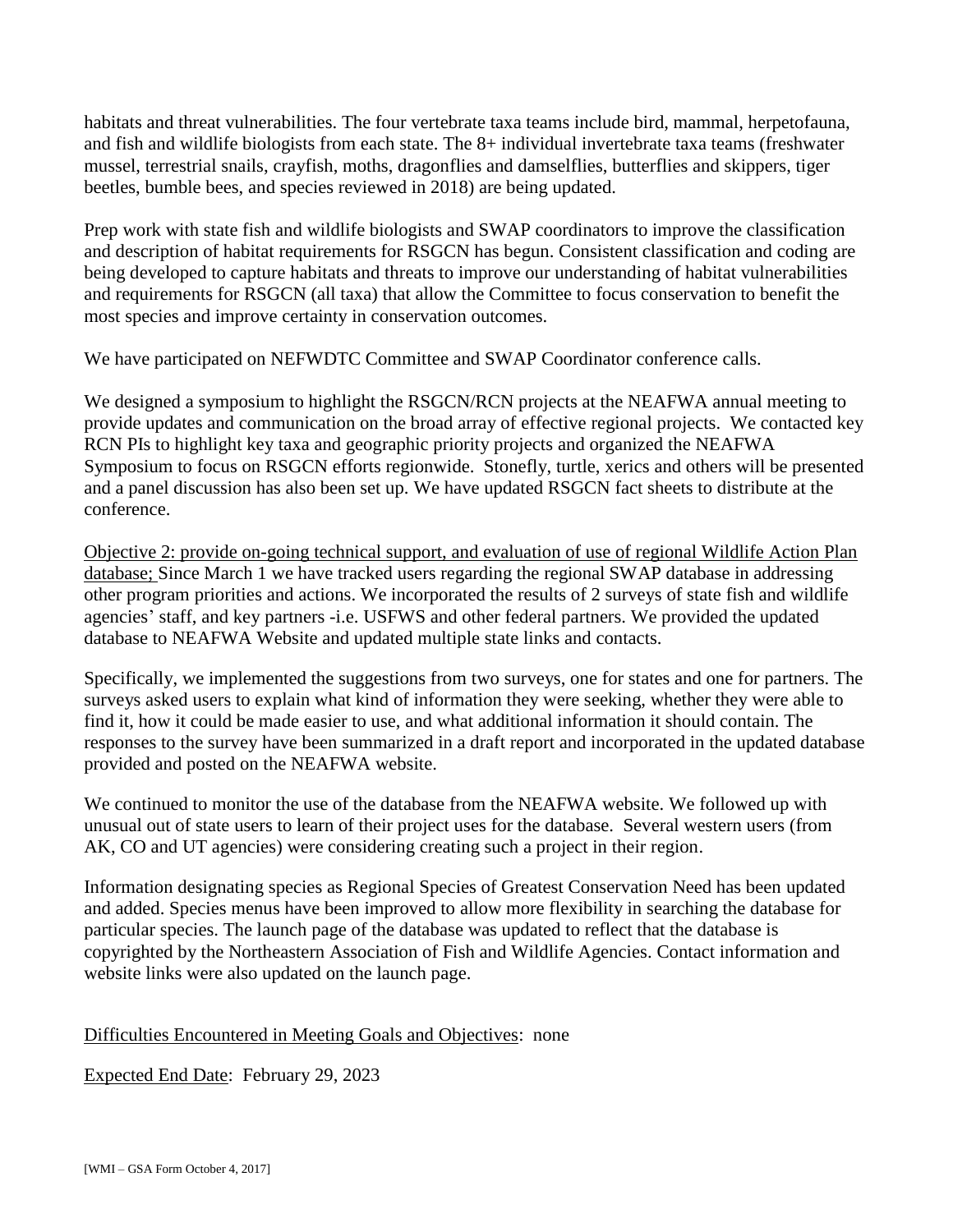habitats and threat vulnerabilities. The four vertebrate taxa teams include bird, mammal, herpetofauna, and fish and wildlife biologists from each state. The 8+ individual invertebrate taxa teams (freshwater mussel, terrestrial snails, crayfish, moths, dragonflies and damselflies, butterflies and skippers, tiger beetles, bumble bees, and species reviewed in 2018) are being updated.

Prep work with state fish and wildlife biologists and SWAP coordinators to improve the classification and description of habitat requirements for RSGCN has begun. Consistent classification and coding are being developed to capture habitats and threats to improve our understanding of habitat vulnerabilities and requirements for RSGCN (all taxa) that allow the Committee to focus conservation to benefit the most species and improve certainty in conservation outcomes.

We have participated on NEFWDTC Committee and SWAP Coordinator conference calls.

We designed a symposium to highlight the RSGCN/RCN projects at the NEAFWA annual meeting to provide updates and communication on the broad array of effective regional projects. We contacted key RCN PIs to highlight key taxa and geographic priority projects and organized the NEAFWA Symposium to focus on RSGCN efforts regionwide. Stonefly, turtle, xerics and others will be presented and a panel discussion has also been set up. We have updated RSGCN fact sheets to distribute at the conference.

<u>Objective 2: provide on-going technical support, and evaluation of use of regional Wildlife Action Plan database;</u> Since March 1 we have tracked users regarding the regional SWAP database in addressing other program priorities and actions. We incorporated the results of 2 surveys of state fish and wildlife agencies' staff, and key partners -i.e. USFWS and other federal partners. We provided the updated database to NEAFWA Website and updated multiple state links and contacts.

Specifically, we implemented the suggestions from two surveys, one for states and one for partners. The surveys asked users to explain what kind of information they were seeking, whether they were able to find it, how it could be made easier to use, and what additional information it should contain. The responses to the survey have been summarized in a draft report and incorporated in the updated database provided and posted on the NEAFWA website.

We continued to monitor the use of the database from the NEAFWA website. We followed up with unusual out of state users to learn of their project uses for the database. Several western users (from AK, CO and UT agencies) were considering creating such a project in their region.

Information designating species as Regional Species of Greatest Conservation Need has been updated and added. Species menus have been improved to allow more flexibility in searching the database for particular species. The launch page of the database was updated to reflect that the database is copyrighted by the Northeastern Association of Fish and Wildlife Agencies. Contact information and website links were also updated on the launch page.

<u>Difficulties Encountered in Meeting Goals and Objectives</u>: none

<u>Expected End Date</u>: February 29, 2023

[WMI – GSA Form October 4, 2017]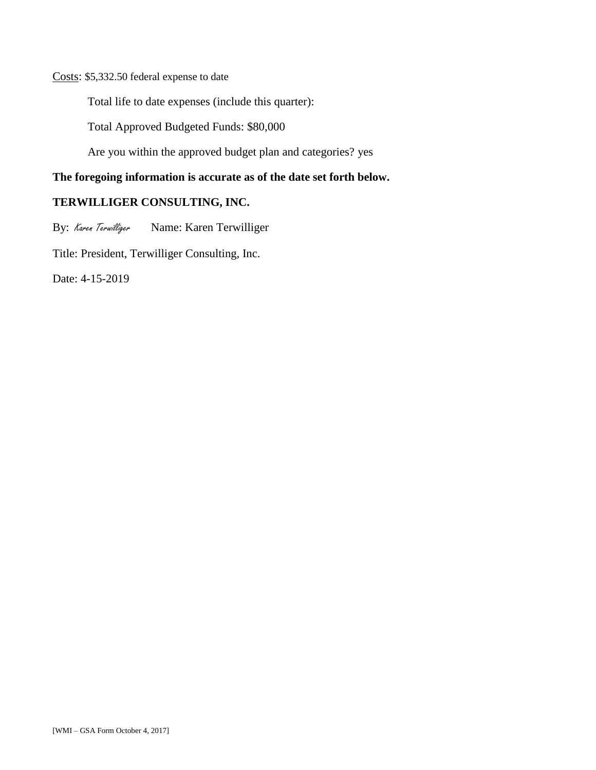<u>Costs</u>: $5,332.50 federal expense to date

Total life to date expenses (include this quarter):

Total Approved Budgeted Funds: $80,000

Are you within the approved budget plan and categories? yes

**The foregoing information is accurate as of the date set forth below.**

**TERWILLIGER CONSULTING, INC.**

By: *Karen Terwilliger* Name: Karen Terwilliger

Title: President, Terwilliger Consulting, Inc.

Date: 4-15-2019

[WMI – GSA Form October 4, 2017]